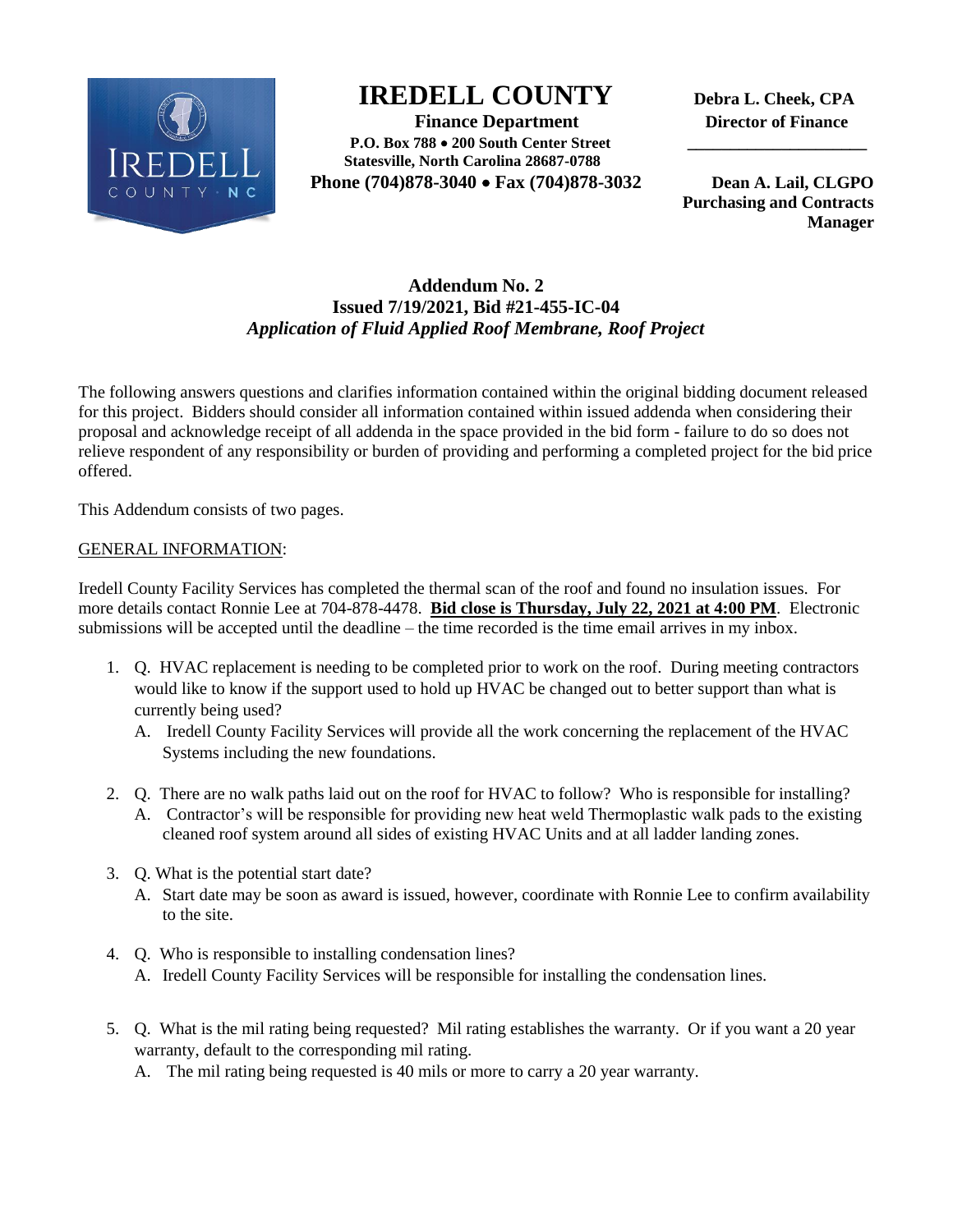# IREDELL COUNTY

**Finance Department**
**P.O. Box 788 • 200 South Center Street**
**Statesville, North Carolina 28687-0788**
**Phone (704)878-3040 • Fax (704)878-3032**

**Debra L. Cheek, CPA**
**Director of Finance**

**Dean A. Lail, CLGPO**
**Purchasing and Contracts Manager**

## Addendum No. 2
**Issued 7/19/2021, Bid #21-455-IC-04**
***Application of Fluid Applied Roof Membrane, Roof Project***

The following answers questions and clarifies information contained within the original bidding document released for this project. Bidders should consider all information contained within issued addenda when considering their proposal and acknowledge receipt of all addenda in the space provided in the bid form - failure to do so does not relieve respondent of any responsibility or burden of providing and performing a completed project for the bid price offered.

This Addendum consists of two pages.

GENERAL INFORMATION:

Iredell County Facility Services has completed the thermal scan of the roof and found no insulation issues. For more details contact Ronnie Lee at 704-878-4478. **Bid close is Thursday, July 22, 2021 at 4:00 PM**. Electronic submissions will be accepted until the deadline – the time recorded is the time email arrives in my inbox.

1. Q. HVAC replacement is needing to be completed prior to work on the roof. During meeting contractors would like to know if the support used to hold up HVAC be changed out to better support than what is currently being used?
   A. Iredell County Facility Services will provide all the work concerning the replacement of the HVAC Systems including the new foundations.

2. Q. There are no walk paths laid out on the roof for HVAC to follow? Who is responsible for installing?
   A. Contractor's will be responsible for providing new heat weld Thermoplastic walk pads to the existing cleaned roof system around all sides of existing HVAC Units and at all ladder landing zones.

3. Q. What is the potential start date?
   A. Start date may be soon as award is issued, however, coordinate with Ronnie Lee to confirm availability to the site.

4. Q. Who is responsible to installing condensation lines?
   A. Iredell County Facility Services will be responsible for installing the condensation lines.

5. Q. What is the mil rating being requested? Mil rating establishes the warranty. Or if you want a 20 year warranty, default to the corresponding mil rating.
   A. The mil rating being requested is 40 mils or more to carry a 20 year warranty.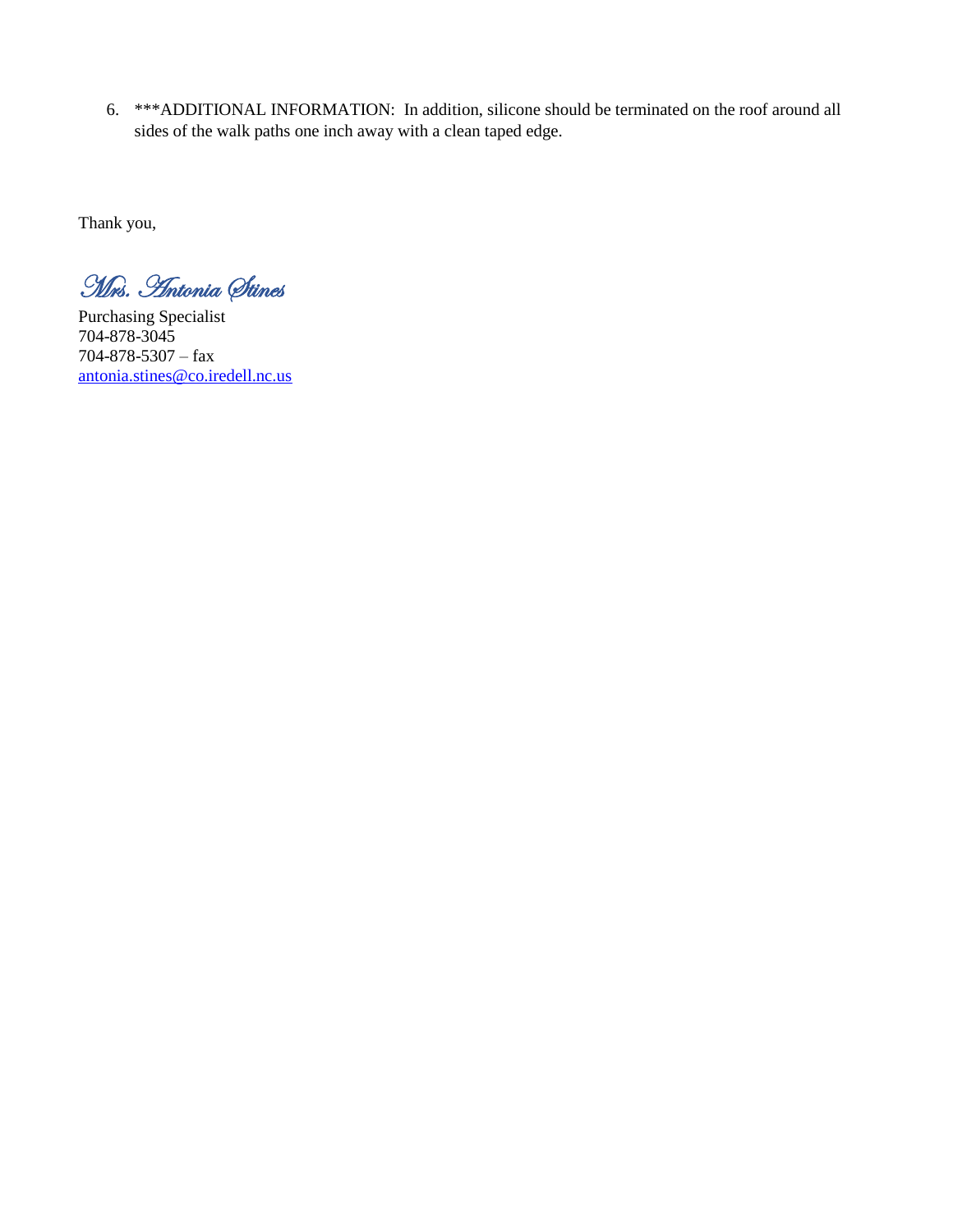6. ***ADDITIONAL INFORMATION: In addition, silicone should be terminated on the roof around all sides of the walk paths one inch away with a clean taped edge.

Thank you,

*Mrs. Antonia Stines*

Purchasing Specialist
704-878-3045
704-878-5307 – fax
antonia.stines@co.iredell.nc.us